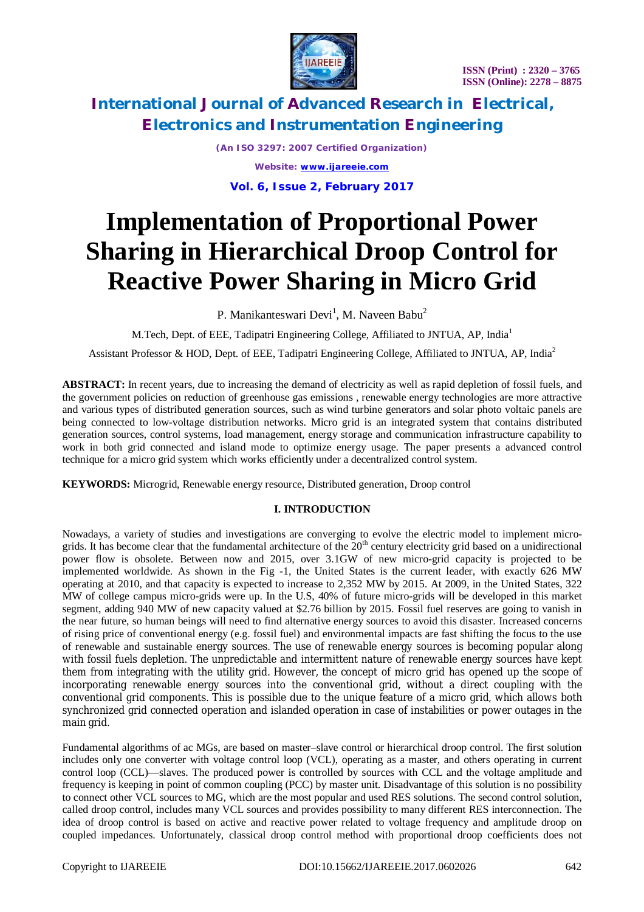# Implementation of Proportional Power Sharing in Hierarchical Droop Control for Reactive Power Sharing in Micro Grid

P. Manikanteswari Devi[1], M. Naveen Babu[2]

M.Tech, Dept. of EEE, Tadipatri Engineering College, Affiliated to JNTUA, AP, India[1]

Assistant Professor & HOD, Dept. of EEE, Tadipatri Engineering College, Affiliated to JNTUA, AP, India[2]

**ABSTRACT:** In recent years, due to increasing the demand of electricity as well as rapid depletion of fossil fuels, and the government policies on reduction of greenhouse gas emissions , renewable energy technologies are more attractive and various types of distributed generation sources, such as wind turbine generators and solar photo voltaic panels are being connected to low-voltage distribution networks. Micro grid is an integrated system that contains distributed generation sources, control systems, load management, energy storage and communication infrastructure capability to work in both grid connected and island mode to optimize energy usage. The paper presents a advanced control technique for a micro grid system which works efficiently under a decentralized control system.

**KEYWORDS:** Microgrid, Renewable energy resource, Distributed generation, Droop control

## I. INTRODUCTION

Nowadays, a variety of studies and investigations are converging to evolve the electric model to implement micro-grids. It has become clear that the fundamental architecture of the 20th century electricity grid based on a unidirectional power flow is obsolete. Between now and 2015, over 3.1GW of new micro-grid capacity is projected to be implemented worldwide. As shown in the Fig -1, the United States is the current leader, with exactly 626 MW operating at 2010, and that capacity is expected to increase to 2,352 MW by 2015. At 2009, in the United States, 322 MW of college campus micro-grids were up. In the U.S, 40% of future micro-grids will be developed in this market segment, adding 940 MW of new capacity valued at $2.76 billion by 2015. Fossil fuel reserves are going to vanish in the near future, so human beings will need to find alternative energy sources to avoid this disaster. Increased concerns of rising price of conventional energy (e.g. fossil fuel) and environmental impacts are fast shifting the focus to the use of renewable and sustainable energy sources. The use of renewable energy sources is becoming popular along with fossil fuels depletion. The unpredictable and intermittent nature of renewable energy sources have kept them from integrating with the utility grid. However, the concept of micro grid has opened up the scope of incorporating renewable energy sources into the conventional grid, without a direct coupling with the conventional grid components. This is possible due to the unique feature of a micro grid, which allows both synchronized grid connected operation and islanded operation in case of instabilities or power outages in the main grid.

Fundamental algorithms of ac MGs, are based on master–slave control or hierarchical droop control. The first solution includes only one converter with voltage control loop (VCL), operating as a master, and others operating in current control loop (CCL)—slaves. The produced power is controlled by sources with CCL and the voltage amplitude and frequency is keeping in point of common coupling (PCC) by master unit. Disadvantage of this solution is no possibility to connect other VCL sources to MG, which are the most popular and used RES solutions. The second control solution, called droop control, includes many VCL sources and provides possibility to many different RES interconnection. The idea of droop control is based on active and reactive power related to voltage frequency and amplitude droop on coupled impedances. Unfortunately, classical droop control method with proportional droop coefficients does not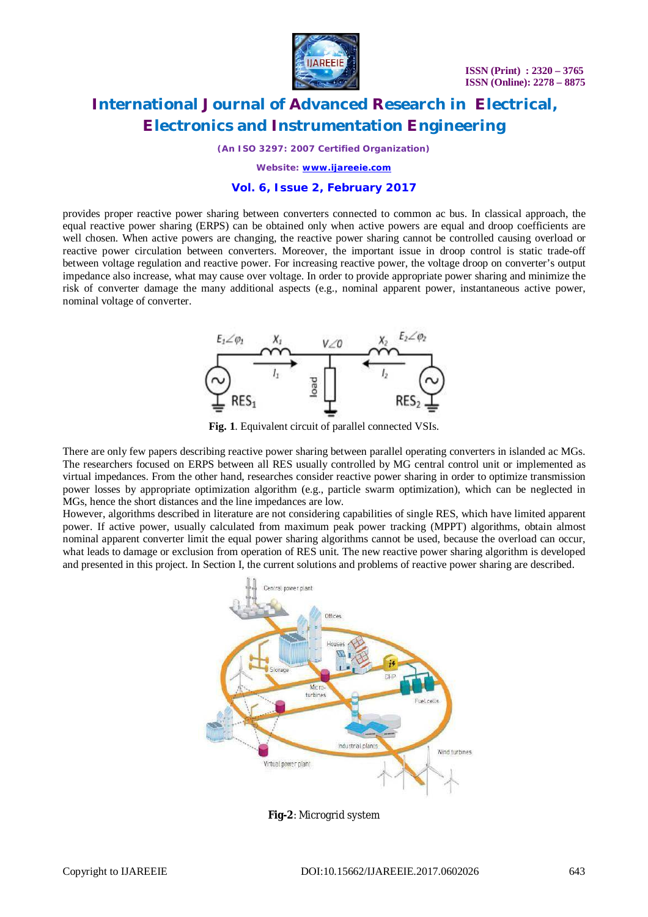provides proper reactive power sharing between converters connected to common ac bus. In classical approach, the equal reactive power sharing (ERPS) can be obtained only when active powers are equal and droop coefficients are well chosen. When active powers are changing, the reactive power sharing cannot be controlled causing overload or reactive power circulation between converters. Moreover, the important issue in droop control is static trade-off between voltage regulation and reactive power. For increasing reactive power, the voltage droop on converter's output impedance also increase, what may cause over voltage. In order to provide appropriate power sharing and minimize the risk of converter damage the many additional aspects (e.g., nominal apparent power, instantaneous active power, nominal voltage of converter.

**Fig. 1**. Equivalent circuit of parallel connected VSIs.

There are only few papers describing reactive power sharing between parallel operating converters in islanded ac MGs. The researchers focused on ERPS between all RES usually controlled by MG central control unit or implemented as virtual impedances. From the other hand, researches consider reactive power sharing in order to optimize transmission power losses by appropriate optimization algorithm (e.g., particle swarm optimization), which can be neglected in MGs, hence the short distances and the line impedances are low.

However, algorithms described in literature are not considering capabilities of single RES, which have limited apparent power. If active power, usually calculated from maximum peak power tracking (MPPT) algorithms, obtain almost nominal apparent converter limit the equal power sharing algorithms cannot be used, because the overload can occur, what leads to damage or exclusion from operation of RES unit. The new reactive power sharing algorithm is developed and presented in this project. In Section I, the current solutions and problems of reactive power sharing are described.

**Fig-2**: Microgrid system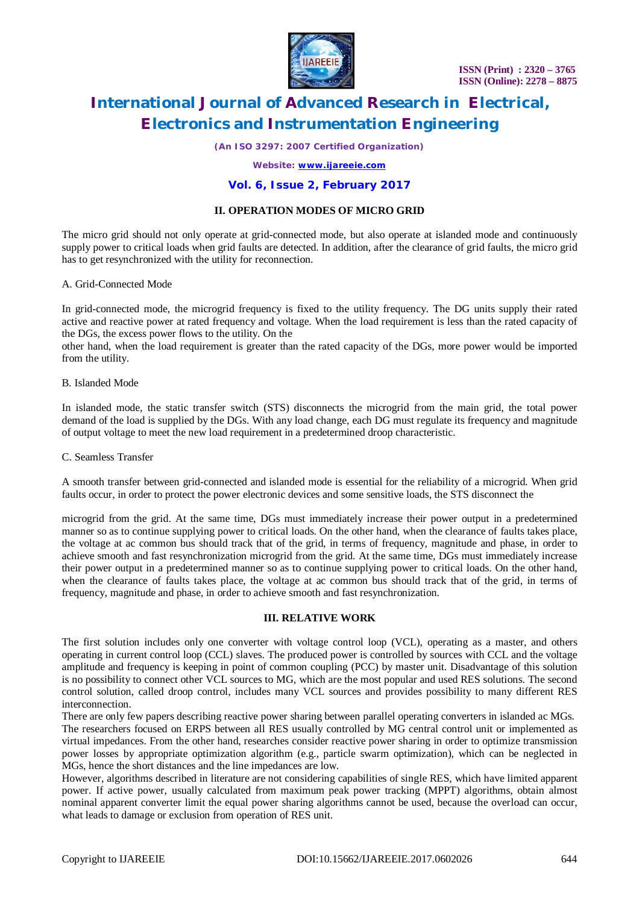## II. OPERATION MODES OF MICRO GRID

The micro grid should not only operate at grid-connected mode, but also operate at islanded mode and continuously supply power to critical loads when grid faults are detected. In addition, after the clearance of grid faults, the micro grid has to get resynchronized with the utility for reconnection.

A. Grid-Connected Mode

In grid-connected mode, the microgrid frequency is fixed to the utility frequency. The DG units supply their rated active and reactive power at rated frequency and voltage. When the load requirement is less than the rated capacity of the DGs, the excess power flows to the utility. On the other hand, when the load requirement is greater than the rated capacity of the DGs, more power would be imported from the utility.

B. Islanded Mode

In islanded mode, the static transfer switch (STS) disconnects the microgrid from the main grid, the total power demand of the load is supplied by the DGs. With any load change, each DG must regulate its frequency and magnitude of output voltage to meet the new load requirement in a predetermined droop characteristic.

C. Seamless Transfer

A smooth transfer between grid-connected and islanded mode is essential for the reliability of a microgrid. When grid faults occur, in order to protect the power electronic devices and some sensitive loads, the STS disconnect the microgrid from the grid. At the same time, DGs must immediately increase their power output in a predetermined manner so as to continue supplying power to critical loads. On the other hand, when the clearance of faults takes place, the voltage at ac common bus should track that of the grid, in terms of frequency, magnitude and phase, in order to achieve smooth and fast resynchronization microgrid from the grid. At the same time, DGs must immediately increase their power output in a predetermined manner so as to continue supplying power to critical loads. On the other hand, when the clearance of faults takes place, the voltage at ac common bus should track that of the grid, in terms of frequency, magnitude and phase, in order to achieve smooth and fast resynchronization.

## III. RELATIVE WORK

The first solution includes only one converter with voltage control loop (VCL), operating as a master, and others operating in current control loop (CCL) slaves. The produced power is controlled by sources with CCL and the voltage amplitude and frequency is keeping in point of common coupling (PCC) by master unit. Disadvantage of this solution is no possibility to connect other VCL sources to MG, which are the most popular and used RES solutions. The second control solution, called droop control, includes many VCL sources and provides possibility to many different RES interconnection.

There are only few papers describing reactive power sharing between parallel operating converters in islanded ac MGs. The researchers focused on ERPS between all RES usually controlled by MG central control unit or implemented as virtual impedances. From the other hand, researches consider reactive power sharing in order to optimize transmission power losses by appropriate optimization algorithm (e.g., particle swarm optimization), which can be neglected in MGs, hence the short distances and the line impedances are low.

However, algorithms described in literature are not considering capabilities of single RES, which have limited apparent power. If active power, usually calculated from maximum peak power tracking (MPPT) algorithms, obtain almost nominal apparent converter limit the equal power sharing algorithms cannot be used, because the overload can occur, what leads to damage or exclusion from operation of RES unit.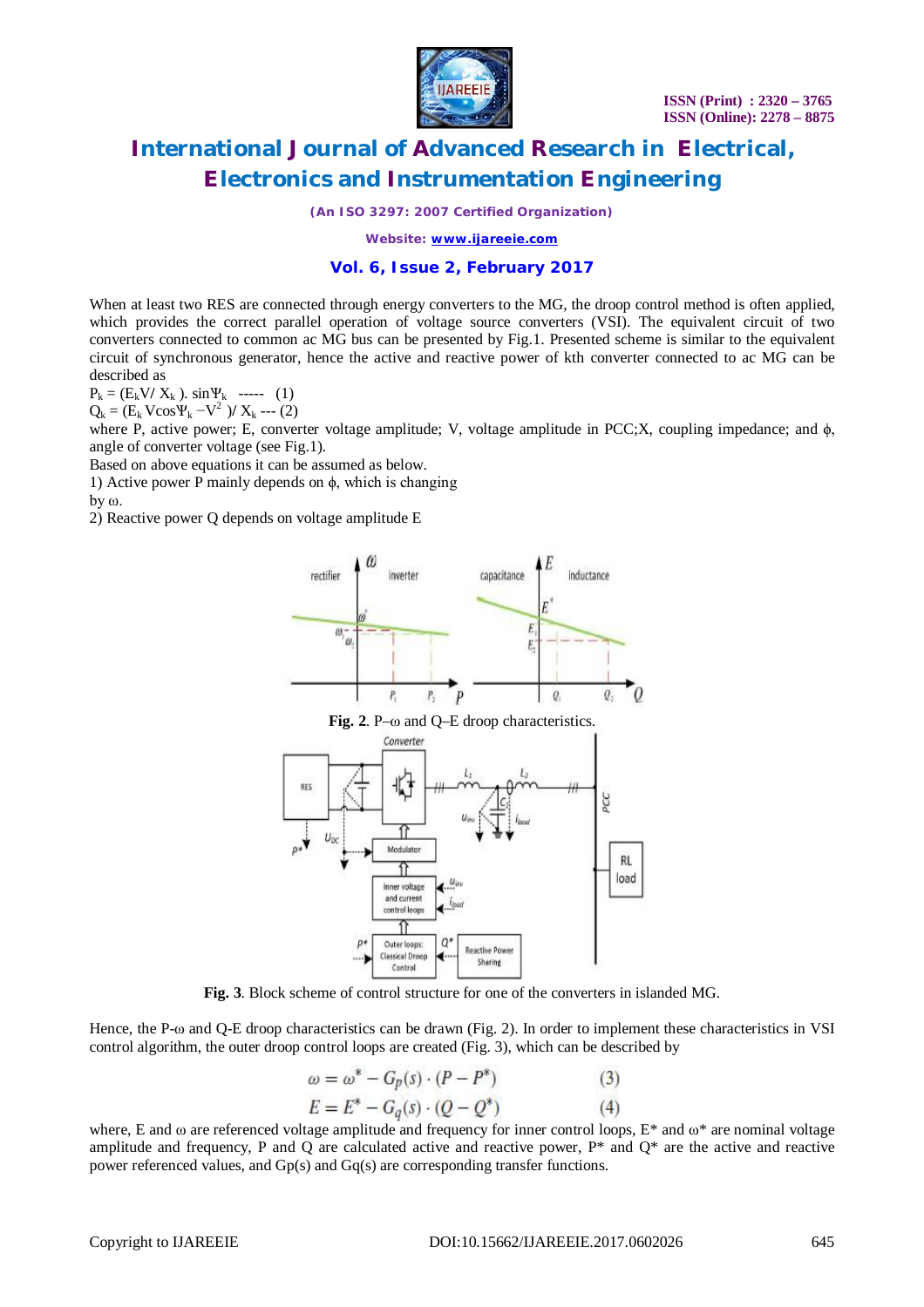When at least two RES are connected through energy converters to the MG, the droop control method is often applied, which provides the correct parallel operation of voltage source converters (VSI). The equivalent circuit of two converters connected to common ac MG bus can be presented by Fig.1. Presented scheme is similar to the equivalent circuit of synchronous generator, hence the active and reactive power of kth converter connected to ac MG can be described as

$P_k = (E_k V/ X_k ). \sin\Psi_k$ ----- (1)

$Q_k = (E_k V\cos\Psi_k - V^2 )/ X_k$ --- (2)

where P, active power; E, converter voltage amplitude; V, voltage amplitude in PCC;X, coupling impedance; and $\phi$, angle of converter voltage (see Fig.1).

Based on above equations it can be assumed as below.

1) Active power P mainly depends on $\phi$, which is changing by $\omega$.

2) Reactive power Q depends on voltage amplitude E

**Fig. 2**. P–ω and Q–E droop characteristics.

**Fig. 3**. Block scheme of control structure for one of the converters in islanded MG.

Hence, the P-ω and Q-E droop characteristics can be drawn (Fig. 2). In order to implement these characteristics in VSI control algorithm, the outer droop control loops are created (Fig. 3), which can be described by

$$\omega = \omega^* - G_p(s) \cdot (P - P^*) \qquad (3)$$

$$E = E^* - G_q(s) \cdot (Q - Q^*) \qquad (4)$$

where, E and ω are referenced voltage amplitude and frequency for inner control loops, E* and ω* are nominal voltage amplitude and frequency, P and Q are calculated active and reactive power, P* and Q* are the active and reactive power referenced values, and Gp(s) and Gq(s) are corresponding transfer functions.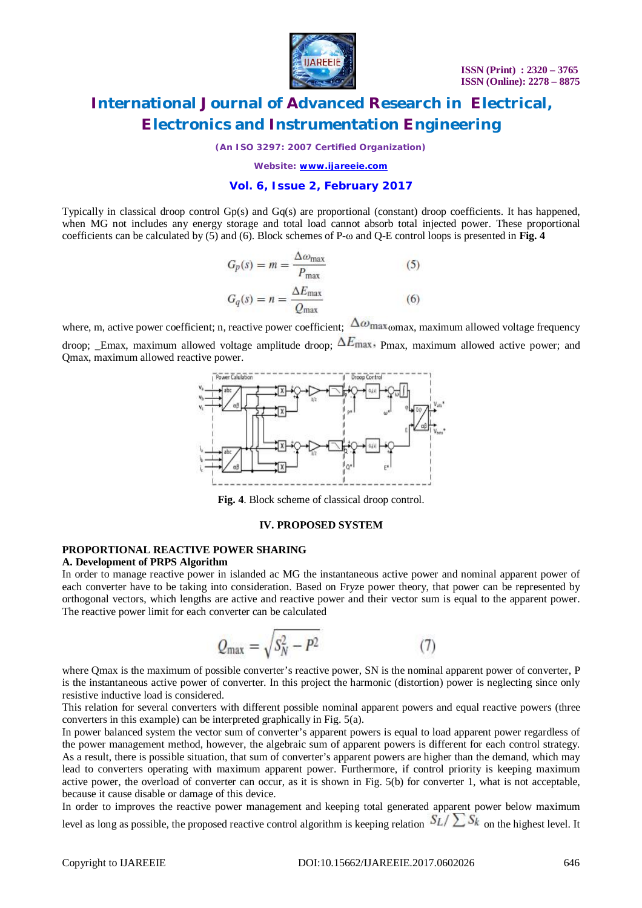Typically in classical droop control Gp(s) and Gq(s) are proportional (constant) droop coefficients. It has happened, when MG not includes any energy storage and total load cannot absorb total injected power. These proportional coefficients can be calculated by (5) and (6). Block schemes of P-ω and Q-E control loops is presented in **Fig. 4**

$$G_p(s) = m = \frac{\Delta\omega_{\max}}{P_{\max}} \qquad (5)$$

$$G_q(s) = n = \frac{\Delta E_{\max}}{Q_{\max}} \qquad (6)$$

where, m, active power coefficient; n, reactive power coefficient; $\Delta\omega_{\max}$ωmax, maximum allowed voltage frequency droop; _Emax, maximum allowed voltage amplitude droop; $\Delta E_{\max}$, Pmax, maximum allowed active power; and Qmax, maximum allowed reactive power.

**Fig. 4**. Block scheme of classical droop control.

## IV. PROPOSED SYSTEM

### PROPORTIONAL REACTIVE POWER SHARING

**A. Development of PRPS Algorithm**

In order to manage reactive power in islanded ac MG the instantaneous active power and nominal apparent power of each converter have to be taking into consideration. Based on Fryze power theory, that power can be represented by orthogonal vectors, which lengths are active and reactive power and their vector sum is equal to the apparent power. The reactive power limit for each converter can be calculated

$$Q_{\max} = \sqrt{S_N^2 - P^2} \qquad (7)$$

where Qmax is the maximum of possible converter's reactive power, SN is the nominal apparent power of converter, P is the instantaneous active power of converter. In this project the harmonic (distortion) power is neglecting since only resistive inductive load is considered.

This relation for several converters with different possible nominal apparent powers and equal reactive powers (three converters in this example) can be interpreted graphically in Fig. 5(a).

In power balanced system the vector sum of converter's apparent powers is equal to load apparent power regardless of the power management method, however, the algebraic sum of apparent powers is different for each control strategy. As a result, there is possible situation, that sum of converter's apparent powers are higher than the demand, which may lead to converters operating with maximum apparent power. Furthermore, if control priority is keeping maximum active power, the overload of converter can occur, as it is shown in Fig. 5(b) for converter 1, what is not acceptable, because it cause disable or damage of this device.

In order to improves the reactive power management and keeping total generated apparent power below maximum level as long as possible, the proposed reactive control algorithm is keeping relation $S_L / \sum S_k$ on the highest level. It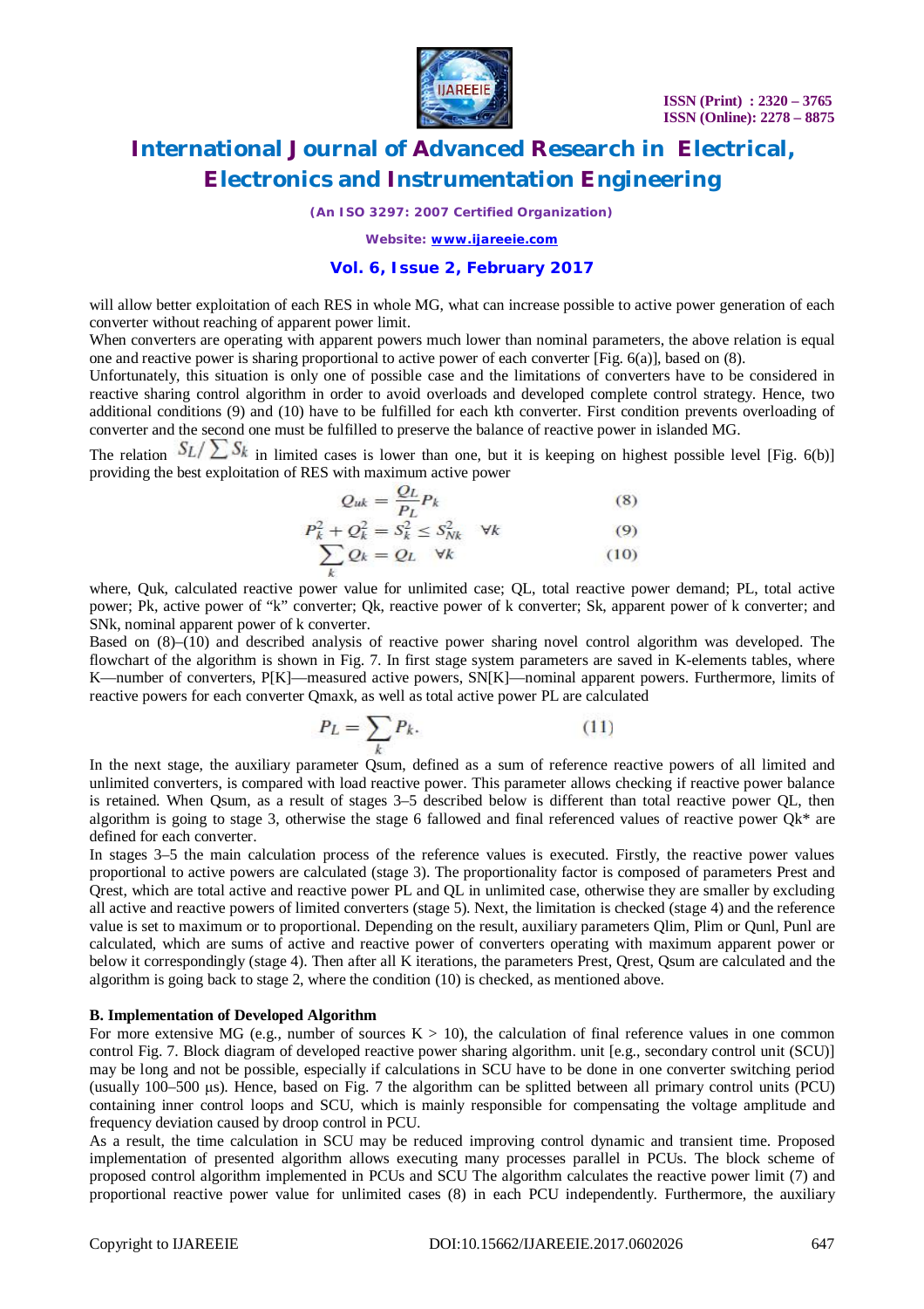will allow better exploitation of each RES in whole MG, what can increase possible to active power generation of each converter without reaching of apparent power limit.

When converters are operating with apparent powers much lower than nominal parameters, the above relation is equal one and reactive power is sharing proportional to active power of each converter [Fig. 6(a)], based on (8).

Unfortunately, this situation is only one of possible case and the limitations of converters have to be considered in reactive sharing control algorithm in order to avoid overloads and developed complete control strategy. Hence, two additional conditions (9) and (10) have to be fulfilled for each kth converter. First condition prevents overloading of converter and the second one must be fulfilled to preserve the balance of reactive power in islanded MG.

The relation $S_L/\sum S_k$ in limited cases is lower than one, but it is keeping on highest possible level [Fig. 6(b)] providing the best exploitation of RES with maximum active power

$$Q_{uk} = \frac{Q_L}{P_L} P_k \tag{8}$$

$$P_k^2 + Q_k^2 = S_k^2 \leq S_{Nk}^2 \quad \forall k \tag{9}$$

$$\sum_k Q_k = Q_L \quad \forall k \tag{10}$$

where, Quk, calculated reactive power value for unlimited case; QL, total reactive power demand; PL, total active power; Pk, active power of "k" converter; Qk, reactive power of k converter; Sk, apparent power of k converter; and SNk, nominal apparent power of k converter.

Based on (8)–(10) and described analysis of reactive power sharing novel control algorithm was developed. The flowchart of the algorithm is shown in Fig. 7. In first stage system parameters are saved in K-elements tables, where K—number of converters, P[K]—measured active powers, SN[K]—nominal apparent powers. Furthermore, limits of reactive powers for each converter Qmaxk, as well as total active power PL are calculated

$$P_L = \sum_k P_k. \tag{11}$$

In the next stage, the auxiliary parameter Qsum, defined as a sum of reference reactive powers of all limited and unlimited converters, is compared with load reactive power. This parameter allows checking if reactive power balance is retained. When Qsum, as a result of stages 3–5 described below is different than total reactive power QL, then algorithm is going to stage 3, otherwise the stage 6 fallowed and final referenced values of reactive power Qk* are defined for each converter.

In stages 3–5 the main calculation process of the reference values is executed. Firstly, the reactive power values proportional to active powers are calculated (stage 3). The proportionality factor is composed of parameters Prest and Qrest, which are total active and reactive power PL and QL in unlimited case, otherwise they are smaller by excluding all active and reactive powers of limited converters (stage 5). Next, the limitation is checked (stage 4) and the reference value is set to maximum or to proportional. Depending on the result, auxiliary parameters Qlim, Plim or Qunl, Punl are calculated, which are sums of active and reactive power of converters operating with maximum apparent power or below it correspondingly (stage 4). Then after all K iterations, the parameters Prest, Qrest, Qsum are calculated and the algorithm is going back to stage 2, where the condition (10) is checked, as mentioned above.

**B. Implementation of Developed Algorithm**

For more extensive MG (e.g., number of sources K > 10), the calculation of final reference values in one common control Fig. 7. Block diagram of developed reactive power sharing algorithm. unit [e.g., secondary control unit (SCU)] may be long and not be possible, especially if calculations in SCU have to be done in one converter switching period (usually 100–500 μs). Hence, based on Fig. 7 the algorithm can be splitted between all primary control units (PCU) containing inner control loops and SCU, which is mainly responsible for compensating the voltage amplitude and frequency deviation caused by droop control in PCU.

As a result, the time calculation in SCU may be reduced improving control dynamic and transient time. Proposed implementation of presented algorithm allows executing many processes parallel in PCUs. The block scheme of proposed control algorithm implemented in PCUs and SCU The algorithm calculates the reactive power limit (7) and proportional reactive power value for unlimited cases (8) in each PCU independently. Furthermore, the auxiliary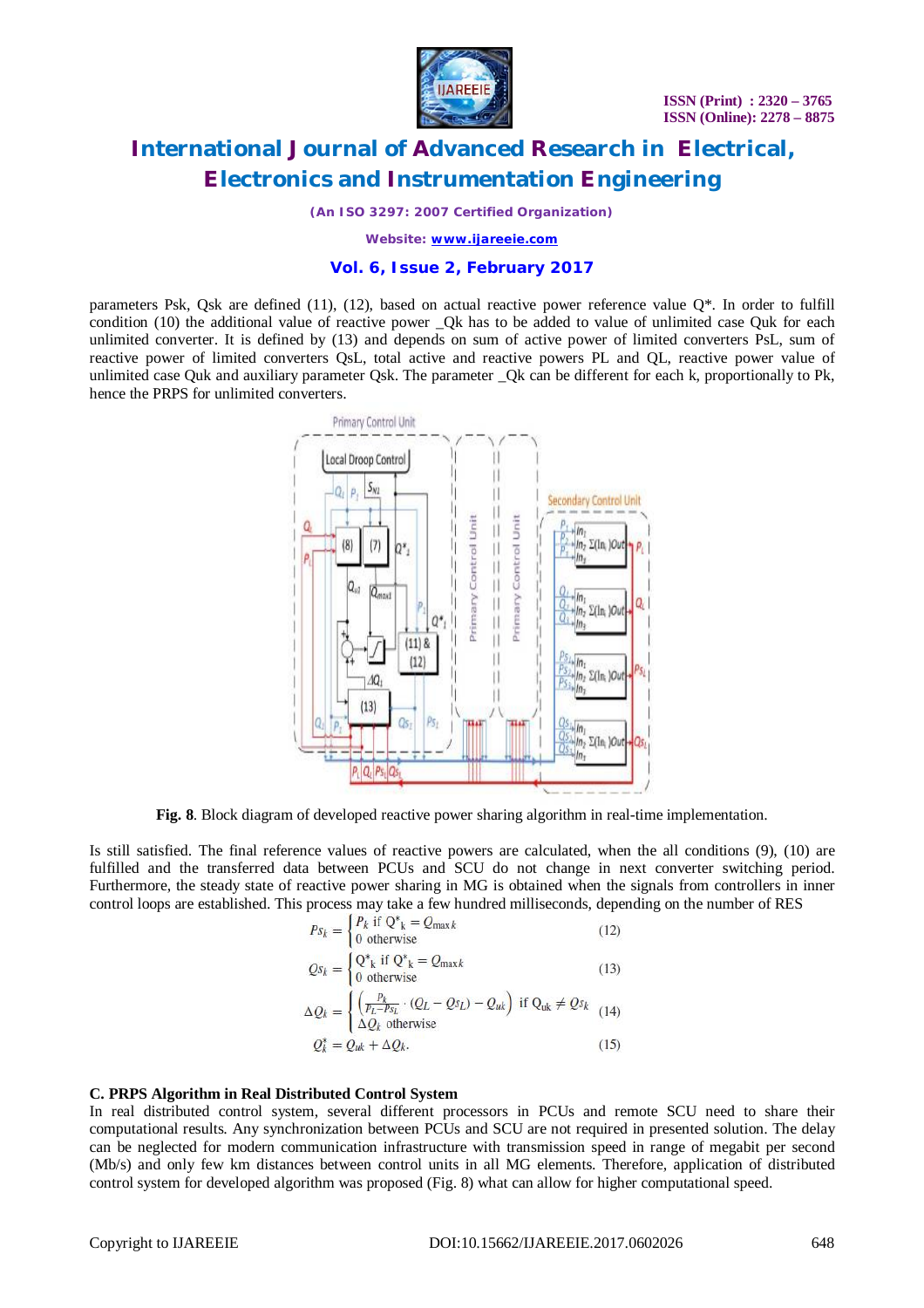parameters Psk, Qsk are defined (11), (12), based on actual reactive power reference value Q*. In order to fulfill condition (10) the additional value of reactive power _Qk has to be added to value of unlimited case Quk for each unlimited converter. It is defined by (13) and depends on sum of active power of limited converters PsL, sum of reactive power of limited converters QsL, total active and reactive powers PL and QL, reactive power value of unlimited case Quk and auxiliary parameter Qsk. The parameter _Qk can be different for each k, proportionally to Pk, hence the PRPS for unlimited converters.

**Fig. 8**. Block diagram of developed reactive power sharing algorithm in real-time implementation.

Is still satisfied. The final reference values of reactive powers are calculated, when the all conditions (9), (10) are fulfilled and the transferred data between PCUs and SCU do not change in next converter switching period. Furthermore, the steady state of reactive power sharing in MG is obtained when the signals from controllers in inner control loops are established. This process may take a few hundred milliseconds, depending on the number of RES

$$Ps_k = \begin{cases} P_k \text{ if } Q^*_k = Q_{\max k} \\ 0 \text{ otherwise} \end{cases} \quad (12)$$

$$Qs_k = \begin{cases} Q^*_k \text{ if } Q^*_k = Q_{\max k} \\ 0 \text{ otherwise} \end{cases} \quad (13)$$

$$\Delta Q_k = \begin{cases} \left( \frac{P_k}{P_L - Ps_L} \cdot (Q_L - Qs_L) - Q_{uk} \right) \text{ if } Q_{uk} \neq Qs_k \\ \Delta Q_k \text{ otherwise} \end{cases} \quad (14)$$

$$Q^*_k = Q_{uk} + \Delta Q_k. \quad (15)$$

**C. PRPS Algorithm in Real Distributed Control System**

In real distributed control system, several different processors in PCUs and remote SCU need to share their computational results. Any synchronization between PCUs and SCU are not required in presented solution. The delay can be neglected for modern communication infrastructure with transmission speed in range of megabit per second (Mb/s) and only few km distances between control units in all MG elements. Therefore, application of distributed control system for developed algorithm was proposed (Fig. 8) what can allow for higher computational speed.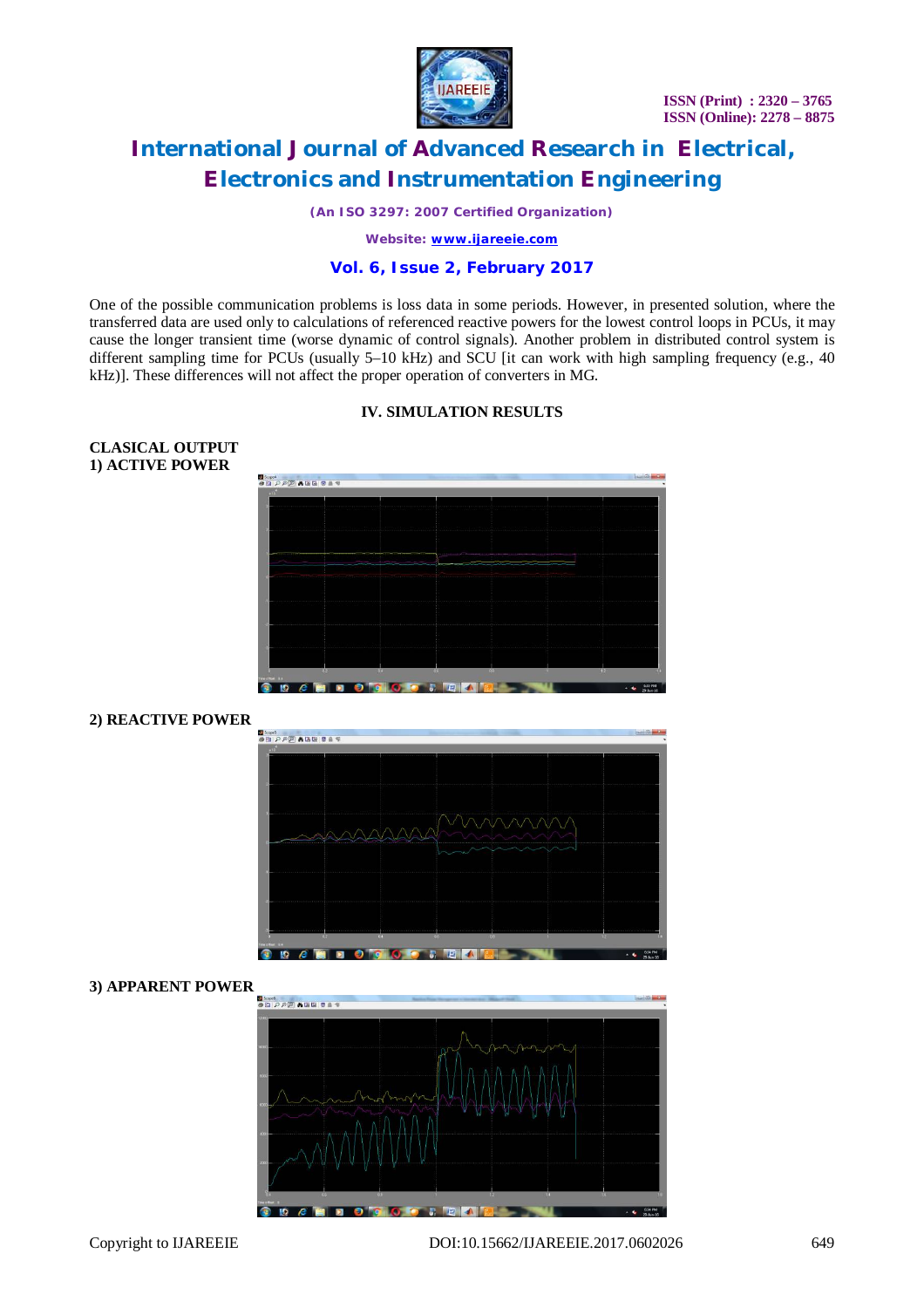One of the possible communication problems is loss data in some periods. However, in presented solution, where the transferred data are used only to calculations of referenced reactive powers for the lowest control loops in PCUs, it may cause the longer transient time (worse dynamic of control signals). Another problem in distributed control system is different sampling time for PCUs (usually 5–10 kHz) and SCU [it can work with high sampling frequency (e.g., 40 kHz)]. These differences will not affect the proper operation of converters in MG.

## IV. SIMULATION RESULTS

**CLASICAL OUTPUT**

**1) ACTIVE POWER**

**2) REACTIVE POWER**

**3) APPARENT POWER**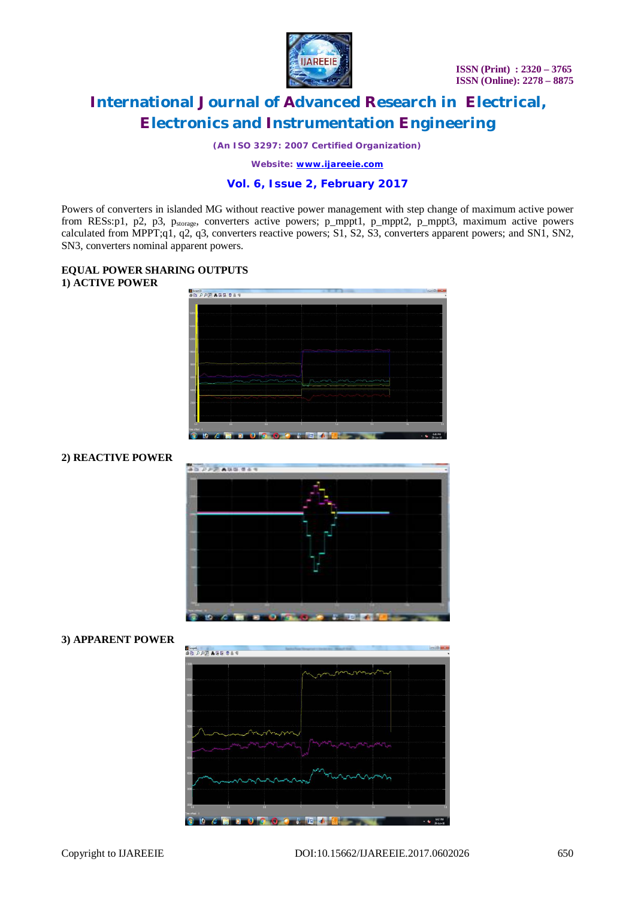Powers of converters in islanded MG without reactive power management with step change of maximum active power from RESs:p1, p2, p3, $p_{storage}$, converters active powers; p_mppt1, p_mppt2, p_mppt3, maximum active powers calculated from MPPT;q1, q2, q3, converters reactive powers; S1, S2, S3, converters apparent powers; and SN1, SN2, SN3, converters nominal apparent powers.

**EQUAL POWER SHARING OUTPUTS**

**1) ACTIVE POWER**

**2) REACTIVE POWER**

**3) APPARENT POWER**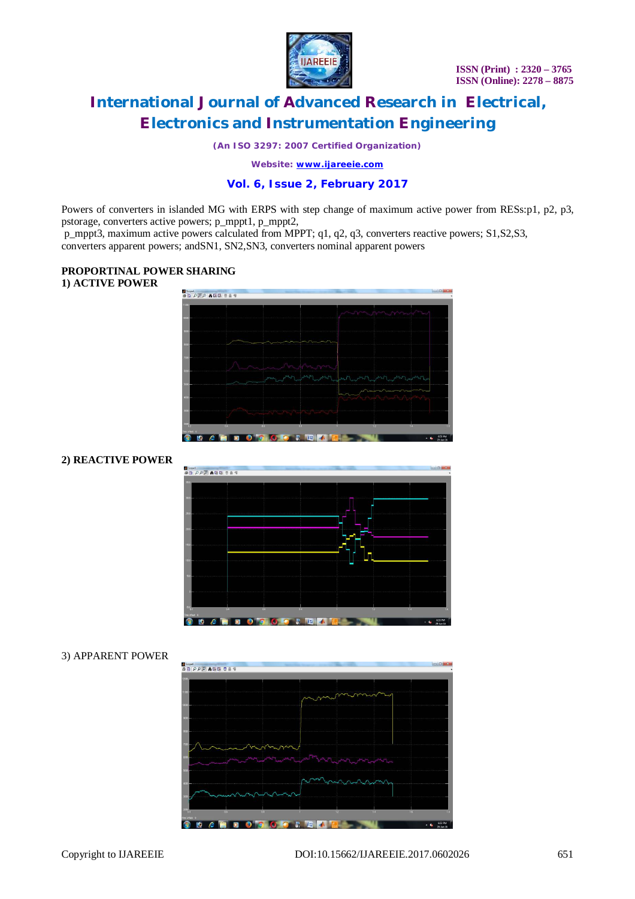Powers of converters in islanded MG with ERPS with step change of maximum active power from RESs:p1, p2, p3, pstorage, converters active powers; p_mppt1, p_mppt2,
 p_mppt3, maximum active powers calculated from MPPT; q1, q2, q3, converters reactive powers; S1,S2,S3, converters apparent powers; andSN1, SN2,SN3, converters nominal apparent powers

**PROPORTINAL POWER SHARING**
**1) ACTIVE POWER**

**2) REACTIVE POWER**

3) APPARENT POWER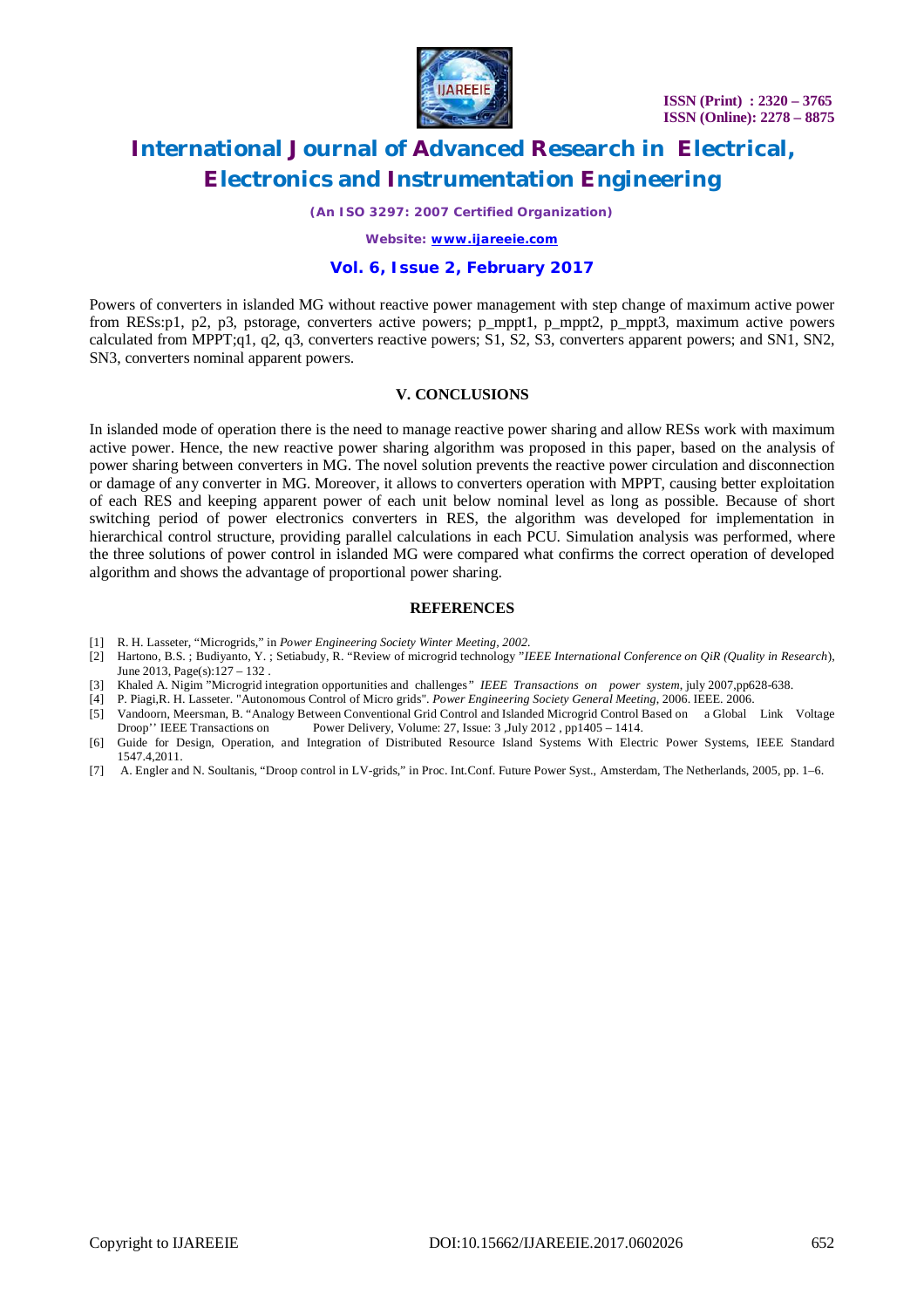Powers of converters in islanded MG without reactive power management with step change of maximum active power from RESs:p1, p2, p3, pstorage, converters active powers; p_mppt1, p_mppt2, p_mppt3, maximum active powers calculated from MPPT;q1, q2, q3, converters reactive powers; S1, S2, S3, converters apparent powers; and SN1, SN2, SN3, converters nominal apparent powers.

## V. CONCLUSIONS

In islanded mode of operation there is the need to manage reactive power sharing and allow RESs work with maximum active power. Hence, the new reactive power sharing algorithm was proposed in this paper, based on the analysis of power sharing between converters in MG. The novel solution prevents the reactive power circulation and disconnection or damage of any converter in MG. Moreover, it allows to converters operation with MPPT, causing better exploitation of each RES and keeping apparent power of each unit below nominal level as long as possible. Because of short switching period of power electronics converters in RES, the algorithm was developed for implementation in hierarchical control structure, providing parallel calculations in each PCU. Simulation analysis was performed, where the three solutions of power control in islanded MG were compared what confirms the correct operation of developed algorithm and shows the advantage of proportional power sharing.

## REFERENCES

[1] R. H. Lasseter, "Microgrids," in *Power Engineering Society Winter Meeting, 2002.*

[2] Hartono, B.S. ; Budiyanto, Y. ; Setiabudy, R. "Review of microgrid technology "*IEEE International Conference on QiR (Quality in Research*), June 2013, Page(s):127 – 132 .

[3] Khaled A. Nigim "Microgrid integration opportunities and challenges" *IEEE Transactions on power system*, july 2007,pp628-638.

[4] P. Piagi,R. H. Lasseter. "Autonomous Control of Micro grids". *Power Engineering Society General Meeting*, 2006. IEEE. 2006.

[5] Vandoorn, Meersman, B. "Analogy Between Conventional Grid Control and Islanded Microgrid Control Based on a Global Link Voltage Droop'' IEEE Transactions on Power Delivery, Volume: 27, Issue: 3 ,July 2012 , pp1405 – 1414.

[6] Guide for Design, Operation, and Integration of Distributed Resource Island Systems With Electric Power Systems, IEEE Standard 1547.4,2011.

[7] A. Engler and N. Soultanis, "Droop control in LV-grids," in Proc. Int.Conf. Future Power Syst., Amsterdam, The Netherlands, 2005, pp. 1–6.